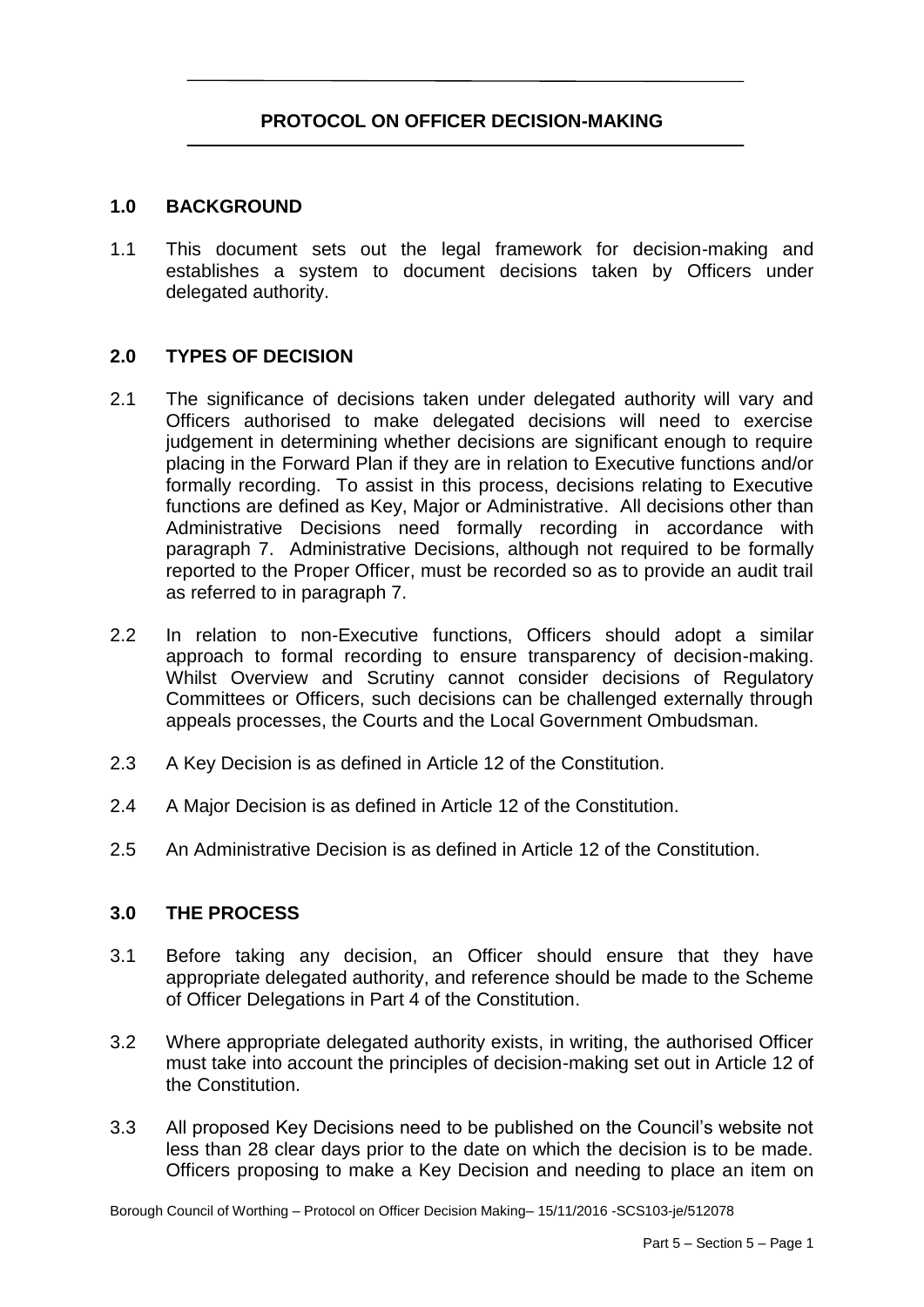# PROTOCOL ON OFFICER DECISION-MAKING

## 1.0 BACKGROUND

1.1 This document sets out the legal framework for decision-making and establishes a system to document decisions taken by Officers under delegated authority.

## 2.0 TYPES OF DECISION

2.1 The significance of decisions taken under delegated authority will vary and Officers authorised to make delegated decisions will need to exercise judgement in determining whether decisions are significant enough to require placing in the Forward Plan if they are in relation to Executive functions and/or formally recording. To assist in this process, decisions relating to Executive functions are defined as Key, Major or Administrative. All decisions other than Administrative Decisions need formally recording in accordance with paragraph 7. Administrative Decisions, although not required to be formally reported to the Proper Officer, must be recorded so as to provide an audit trail as referred to in paragraph 7.

2.2 In relation to non-Executive functions, Officers should adopt a similar approach to formal recording to ensure transparency of decision-making. Whilst Overview and Scrutiny cannot consider decisions of Regulatory Committees or Officers, such decisions can be challenged externally through appeals processes, the Courts and the Local Government Ombudsman.

2.3 A Key Decision is as defined in Article 12 of the Constitution.

2.4 A Major Decision is as defined in Article 12 of the Constitution.

2.5 An Administrative Decision is as defined in Article 12 of the Constitution.

## 3.0 THE PROCESS

3.1 Before taking any decision, an Officer should ensure that they have appropriate delegated authority, and reference should be made to the Scheme of Officer Delegations in Part 4 of the Constitution.

3.2 Where appropriate delegated authority exists, in writing, the authorised Officer must take into account the principles of decision-making set out in Article 12 of the Constitution.

3.3 All proposed Key Decisions need to be published on the Council's website not less than 28 clear days prior to the date on which the decision is to be made. Officers proposing to make a Key Decision and needing to place an item on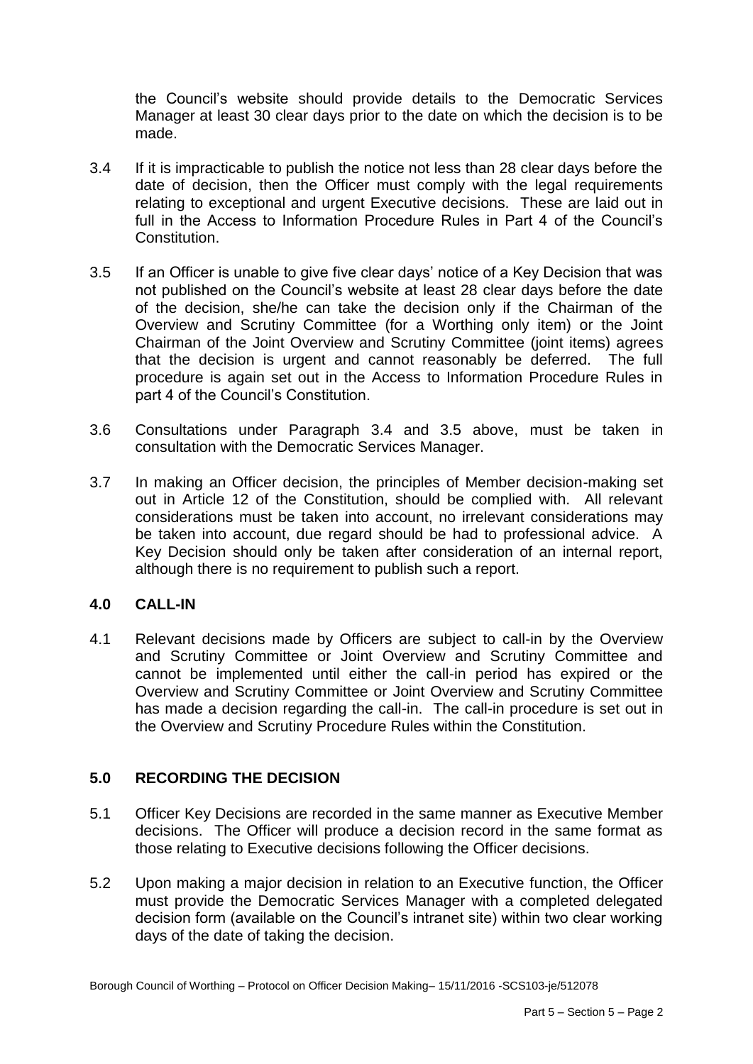the Council's website should provide details to the Democratic Services Manager at least 30 clear days prior to the date on which the decision is to be made.

3.4 If it is impracticable to publish the notice not less than 28 clear days before the date of decision, then the Officer must comply with the legal requirements relating to exceptional and urgent Executive decisions. These are laid out in full in the Access to Information Procedure Rules in Part 4 of the Council's Constitution.

3.5 If an Officer is unable to give five clear days' notice of a Key Decision that was not published on the Council's website at least 28 clear days before the date of the decision, she/he can take the decision only if the Chairman of the Overview and Scrutiny Committee (for a Worthing only item) or the Joint Chairman of the Joint Overview and Scrutiny Committee (joint items) agrees that the decision is urgent and cannot reasonably be deferred. The full procedure is again set out in the Access to Information Procedure Rules in part 4 of the Council's Constitution.

3.6 Consultations under Paragraph 3.4 and 3.5 above, must be taken in consultation with the Democratic Services Manager.

3.7 In making an Officer decision, the principles of Member decision-making set out in Article 12 of the Constitution, should be complied with. All relevant considerations must be taken into account, no irrelevant considerations may be taken into account, due regard should be had to professional advice. A Key Decision should only be taken after consideration of an internal report, although there is no requirement to publish such a report.

## 4.0 CALL-IN

4.1 Relevant decisions made by Officers are subject to call-in by the Overview and Scrutiny Committee or Joint Overview and Scrutiny Committee and cannot be implemented until either the call-in period has expired or the Overview and Scrutiny Committee or Joint Overview and Scrutiny Committee has made a decision regarding the call-in. The call-in procedure is set out in the Overview and Scrutiny Procedure Rules within the Constitution.

## 5.0 RECORDING THE DECISION

5.1 Officer Key Decisions are recorded in the same manner as Executive Member decisions. The Officer will produce a decision record in the same format as those relating to Executive decisions following the Officer decisions.

5.2 Upon making a major decision in relation to an Executive function, the Officer must provide the Democratic Services Manager with a completed delegated decision form (available on the Council's intranet site) within two clear working days of the date of taking the decision.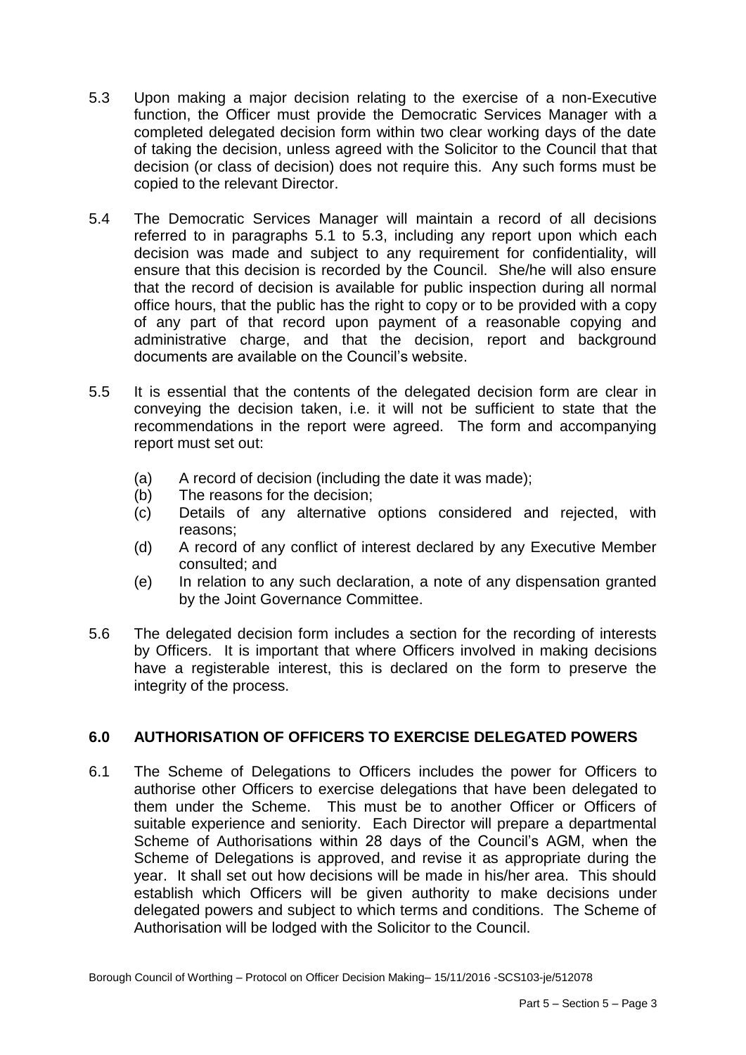5.3 Upon making a major decision relating to the exercise of a non-Executive function, the Officer must provide the Democratic Services Manager with a completed delegated decision form within two clear working days of the date of taking the decision, unless agreed with the Solicitor to the Council that that decision (or class of decision) does not require this. Any such forms must be copied to the relevant Director.

5.4 The Democratic Services Manager will maintain a record of all decisions referred to in paragraphs 5.1 to 5.3, including any report upon which each decision was made and subject to any requirement for confidentiality, will ensure that this decision is recorded by the Council. She/he will also ensure that the record of decision is available for public inspection during all normal office hours, that the public has the right to copy or to be provided with a copy of any part of that record upon payment of a reasonable copying and administrative charge, and that the decision, report and background documents are available on the Council's website.

5.5 It is essential that the contents of the delegated decision form are clear in conveying the decision taken, i.e. it will not be sufficient to state that the recommendations in the report were agreed. The form and accompanying report must set out:

- (a) A record of decision (including the date it was made);
- (b) The reasons for the decision;
- (c) Details of any alternative options considered and rejected, with reasons;
- (d) A record of any conflict of interest declared by any Executive Member consulted; and
- (e) In relation to any such declaration, a note of any dispensation granted by the Joint Governance Committee.

5.6 The delegated decision form includes a section for the recording of interests by Officers. It is important that where Officers involved in making decisions have a registerable interest, this is declared on the form to preserve the integrity of the process.

## 6.0 AUTHORISATION OF OFFICERS TO EXERCISE DELEGATED POWERS

6.1 The Scheme of Delegations to Officers includes the power for Officers to authorise other Officers to exercise delegations that have been delegated to them under the Scheme. This must be to another Officer or Officers of suitable experience and seniority. Each Director will prepare a departmental Scheme of Authorisations within 28 days of the Council's AGM, when the Scheme of Delegations is approved, and revise it as appropriate during the year. It shall set out how decisions will be made in his/her area. This should establish which Officers will be given authority to make decisions under delegated powers and subject to which terms and conditions. The Scheme of Authorisation will be lodged with the Solicitor to the Council.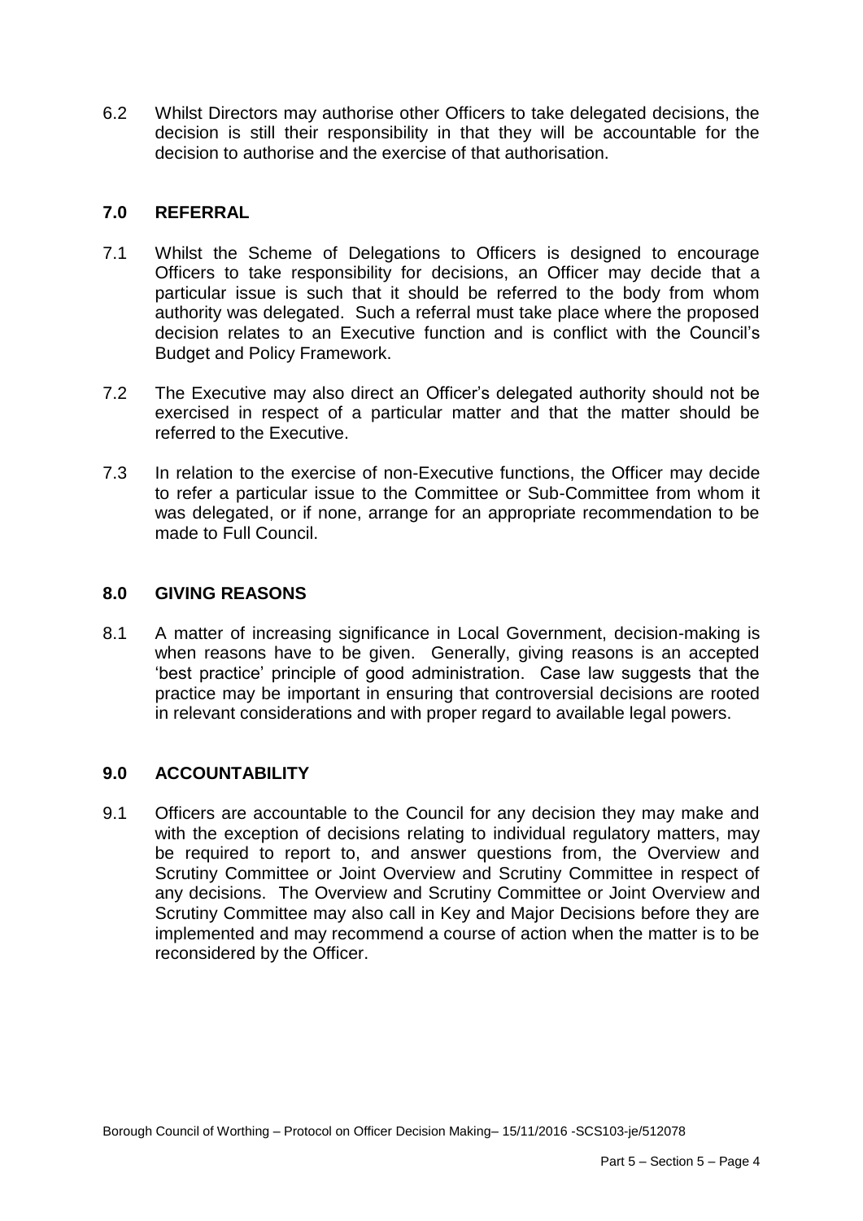6.2 Whilst Directors may authorise other Officers to take delegated decisions, the decision is still their responsibility in that they will be accountable for the decision to authorise and the exercise of that authorisation.

## 7.0 REFERRAL

7.1 Whilst the Scheme of Delegations to Officers is designed to encourage Officers to take responsibility for decisions, an Officer may decide that a particular issue is such that it should be referred to the body from whom authority was delegated. Such a referral must take place where the proposed decision relates to an Executive function and is conflict with the Council's Budget and Policy Framework.

7.2 The Executive may also direct an Officer's delegated authority should not be exercised in respect of a particular matter and that the matter should be referred to the Executive.

7.3 In relation to the exercise of non-Executive functions, the Officer may decide to refer a particular issue to the Committee or Sub-Committee from whom it was delegated, or if none, arrange for an appropriate recommendation to be made to Full Council.

## 8.0 GIVING REASONS

8.1 A matter of increasing significance in Local Government, decision-making is when reasons have to be given. Generally, giving reasons is an accepted 'best practice' principle of good administration. Case law suggests that the practice may be important in ensuring that controversial decisions are rooted in relevant considerations and with proper regard to available legal powers.

## 9.0 ACCOUNTABILITY

9.1 Officers are accountable to the Council for any decision they may make and with the exception of decisions relating to individual regulatory matters, may be required to report to, and answer questions from, the Overview and Scrutiny Committee or Joint Overview and Scrutiny Committee in respect of any decisions. The Overview and Scrutiny Committee or Joint Overview and Scrutiny Committee may also call in Key and Major Decisions before they are implemented and may recommend a course of action when the matter is to be reconsidered by the Officer.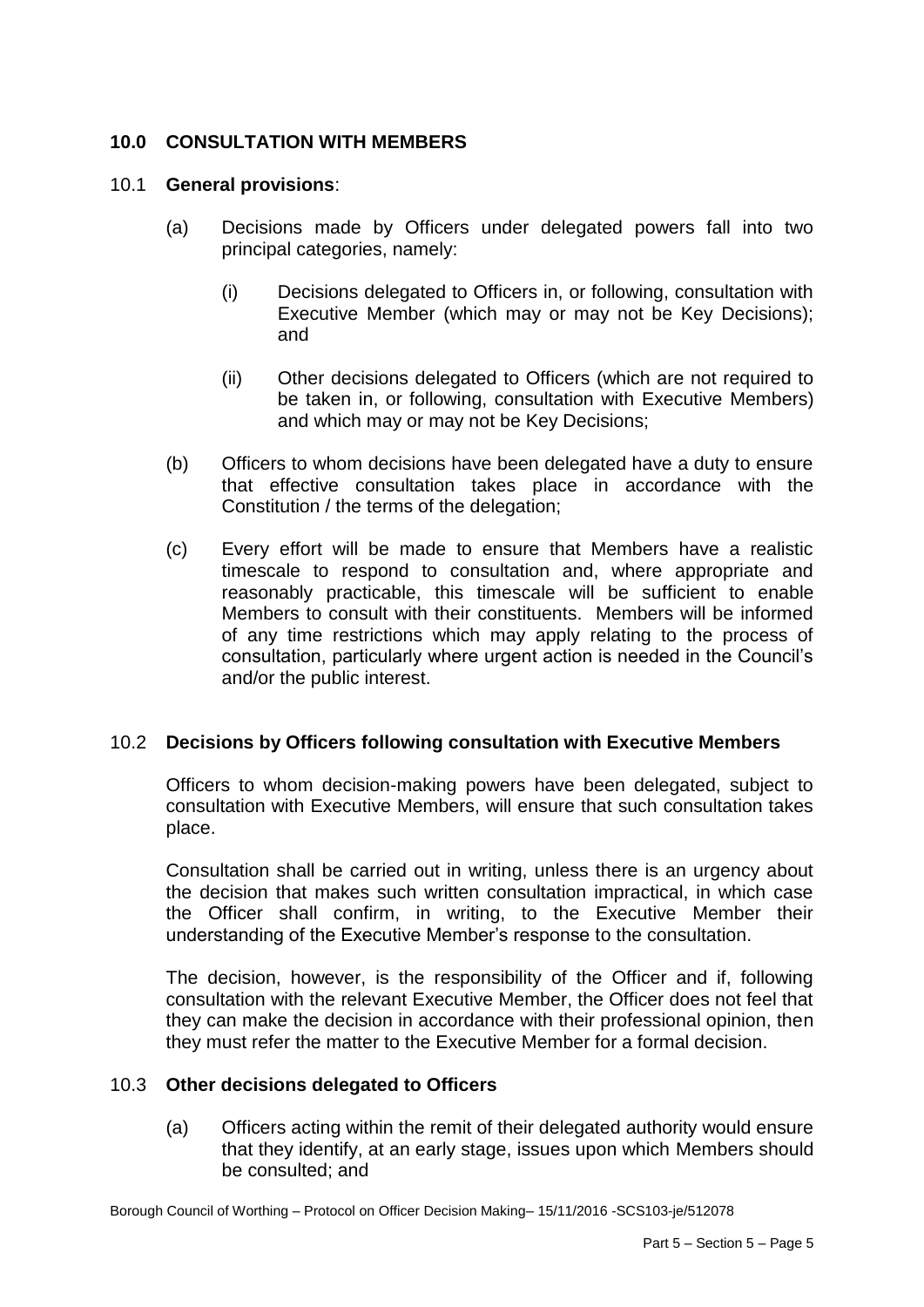## 10.0 CONSULTATION WITH MEMBERS

10.1 **General provisions**:

(a) Decisions made by Officers under delegated powers fall into two principal categories, namely:

(i) Decisions delegated to Officers in, or following, consultation with Executive Member (which may or may not be Key Decisions); and

(ii) Other decisions delegated to Officers (which are not required to be taken in, or following, consultation with Executive Members) and which may or may not be Key Decisions;

(b) Officers to whom decisions have been delegated have a duty to ensure that effective consultation takes place in accordance with the Constitution / the terms of the delegation;

(c) Every effort will be made to ensure that Members have a realistic timescale to respond to consultation and, where appropriate and reasonably practicable, this timescale will be sufficient to enable Members to consult with their constituents. Members will be informed of any time restrictions which may apply relating to the process of consultation, particularly where urgent action is needed in the Council's and/or the public interest.

10.2 **Decisions by Officers following consultation with Executive Members**

Officers to whom decision-making powers have been delegated, subject to consultation with Executive Members, will ensure that such consultation takes place.

Consultation shall be carried out in writing, unless there is an urgency about the decision that makes such written consultation impractical, in which case the Officer shall confirm, in writing, to the Executive Member their understanding of the Executive Member's response to the consultation.

The decision, however, is the responsibility of the Officer and if, following consultation with the relevant Executive Member, the Officer does not feel that they can make the decision in accordance with their professional opinion, then they must refer the matter to the Executive Member for a formal decision.

10.3 **Other decisions delegated to Officers**

(a) Officers acting within the remit of their delegated authority would ensure that they identify, at an early stage, issues upon which Members should be consulted; and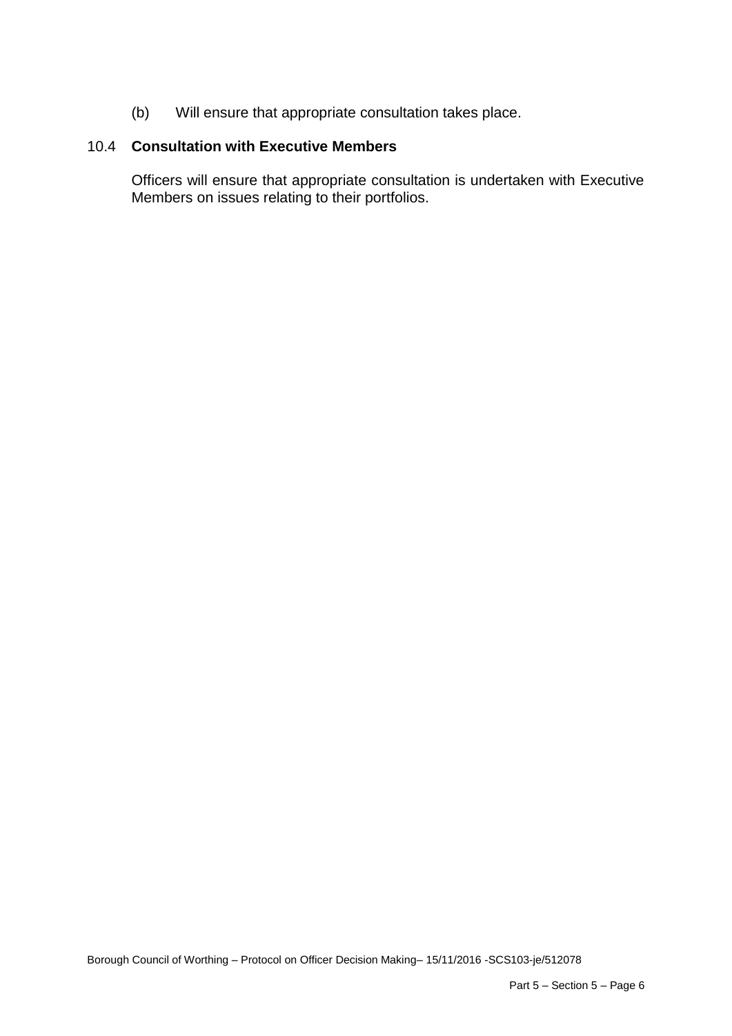(b) Will ensure that appropriate consultation takes place.

### 10.4 **Consultation with Executive Members**

Officers will ensure that appropriate consultation is undertaken with Executive Members on issues relating to their portfolios.